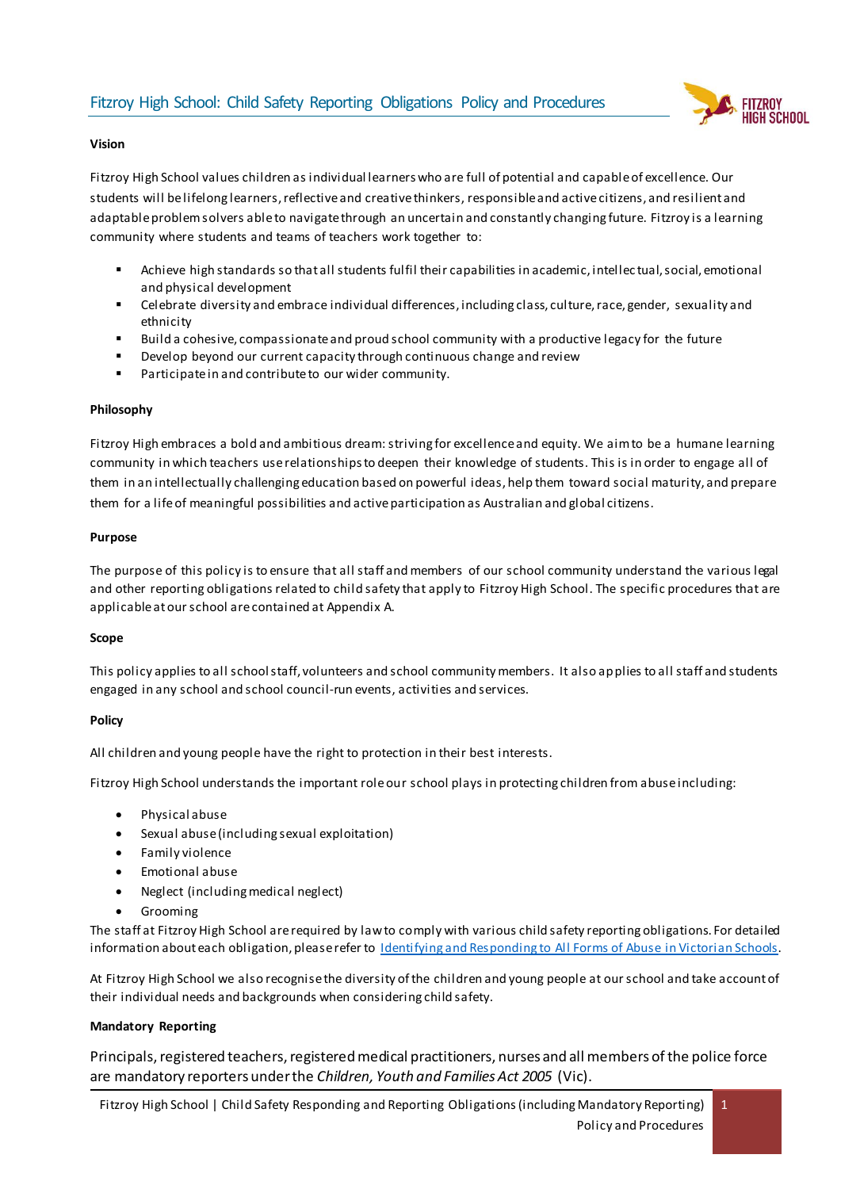# Fitzroy High School: Child Safety Reporting Obligations Policy and Procedures

**Vision**

Fitzroy High School values children as individual learners who are full of potential and capable of excellence. Our students will be lifelong learners, reflective and creative thinkers, responsible and active citizens, and resilient and adaptable problem solvers able to navigate through an uncertain and constantly changing future. Fitzroy is a learning community where students and teams of teachers work together to:

- Achieve high standards so that all students fulfil their capabilities in academic, intellectual, social, emotional and physical development
- Celebrate diversity and embrace individual differences, including class, culture, race, gender, sexuality and ethnicity
- Build a cohesive, compassionate and proud school community with a productive legacy for the future
- Develop beyond our current capacity through continuous change and review
- Participate in and contribute to our wider community.

**Philosophy**

Fitzroy High embraces a bold and ambitious dream: striving for excellence and equity. We aim to be a humane learning community in which teachers use relationships to deepen their knowledge of students. This is in order to engage all of them in an intellectually challenging education based on powerful ideas, help them toward social maturity, and prepare them for a life of meaningful possibilities and active participation as Australian and global citizens.

**Purpose**

The purpose of this policy is to ensure that all staff and members of our school community understand the various legal and other reporting obligations related to child safety that apply to Fitzroy High School. The specific procedures that are applicable at our school are contained at Appendix A.

**Scope**

This policy applies to all school staff, volunteers and school community members. It also applies to all staff and students engaged in any school and school council-run events, activities and services.

**Policy**

All children and young people have the right to protection in their best interests.

Fitzroy High School understands the important role our school plays in protecting children from abuse including:

- Physical abuse
- Sexual abuse (including sexual exploitation)
- Family violence
- Emotional abuse
- Neglect (including medical neglect)
- Grooming

The staff at Fitzroy High School are required by law to comply with various child safety reporting obligations. For detailed information about each obligation, please refer to [Identifying and Responding to All Forms of Abuse in Victorian Schools](Identifying and Responding to All Forms of Abuse in Victorian Schools).

At Fitzroy High School we also recognise the diversity of the children and young people at our school and take account of their individual needs and backgrounds when considering child safety.

**Mandatory Reporting**

Principals, registered teachers, registered medical practitioners, nurses and all members of the police force are mandatory reporters under the *Children, Youth and Families Act 2005* (Vic).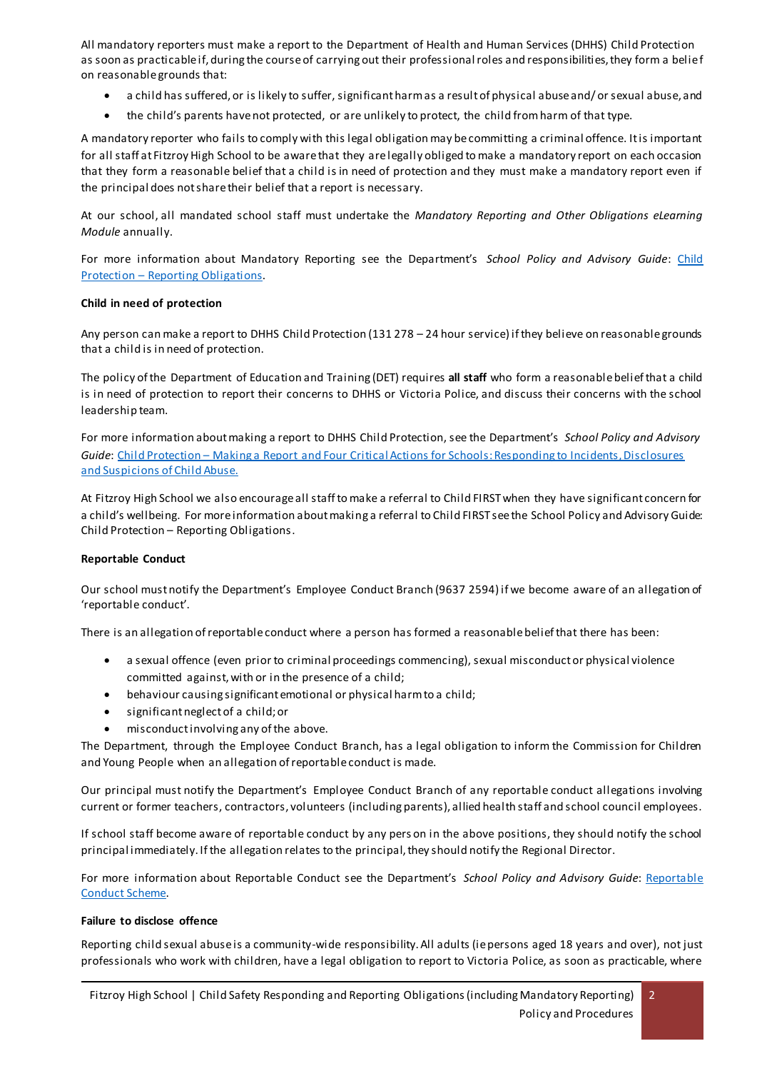All mandatory reporters must make a report to the Department of Health and Human Services (DHHS) Child Protection as soon as practicable if, during the course of carrying out their professional roles and responsibilities, they form a belief on reasonable grounds that:

- a child has suffered, or is likely to suffer, significant harm as a result of physical abuse and/ or sexual abuse, and
- the child's parents have not protected, or are unlikely to protect, the child from harm of that type.

A mandatory reporter who fails to comply with this legal obligation may be committing a criminal offence. It is important for all staff at Fitzroy High School to be aware that they are legally obliged to make a mandatory report on each occasion that they form a reasonable belief that a child is in need of protection and they must make a mandatory report even if the principal does not share their belief that a report is necessary.

At our school, all mandated school staff must undertake the *Mandatory Reporting and Other Obligations eLearning Module* annually.

For more information about Mandatory Reporting see the Department's *School Policy and Advisory Guide*: Child Protection – Reporting Obligations.

**Child in need of protection**

Any person can make a report to DHHS Child Protection (131 278 – 24 hour service) if they believe on reasonable grounds that a child is in need of protection.

The policy of the Department of Education and Training (DET) requires **all staff** who form a reasonable belief that a child is in need of protection to report their concerns to DHHS or Victoria Police, and discuss their concerns with the school leadership team.

For more information about making a report to DHHS Child Protection, see the Department's *School Policy and Advisory Guide*: Child Protection – Making a Report and Four Critical Actions for Schools: Responding to Incidents, Disclosures and Suspicions of Child Abuse.

At Fitzroy High School we also encourage all staff to make a referral to Child FIRST when they have significant concern for a child's wellbeing. For more information about making a referral to Child FIRST see the School Policy and Advisory Guide: Child Protection – Reporting Obligations.

**Reportable Conduct**

Our school must notify the Department's Employee Conduct Branch (9637 2594) if we become aware of an allegation of 'reportable conduct'.

There is an allegation of reportable conduct where a person has formed a reasonable belief that there has been:

- a sexual offence (even prior to criminal proceedings commencing), sexual misconduct or physical violence committed against, with or in the presence of a child;
- behaviour causing significant emotional or physical harm to a child;
- significant neglect of a child; or
- misconduct involving any of the above.

The Department, through the Employee Conduct Branch, has a legal obligation to inform the Commission for Children and Young People when an allegation of reportable conduct is made.

Our principal must notify the Department's Employee Conduct Branch of any reportable conduct allegations involving current or former teachers, contractors, volunteers (including parents), allied health staff and school council employees.

If school staff become aware of reportable conduct by any person in the above positions, they should notify the school principal immediately. If the allegation relates to the principal, they should notify the Regional Director.

For more information about Reportable Conduct see the Department's *School Policy and Advisory Guide*: Reportable Conduct Scheme.

**Failure to disclose offence**

Reporting child sexual abuse is a community-wide responsibility. All adults (ie persons aged 18 years and over), not just professionals who work with children, have a legal obligation to report to Victoria Police, as soon as practicable, where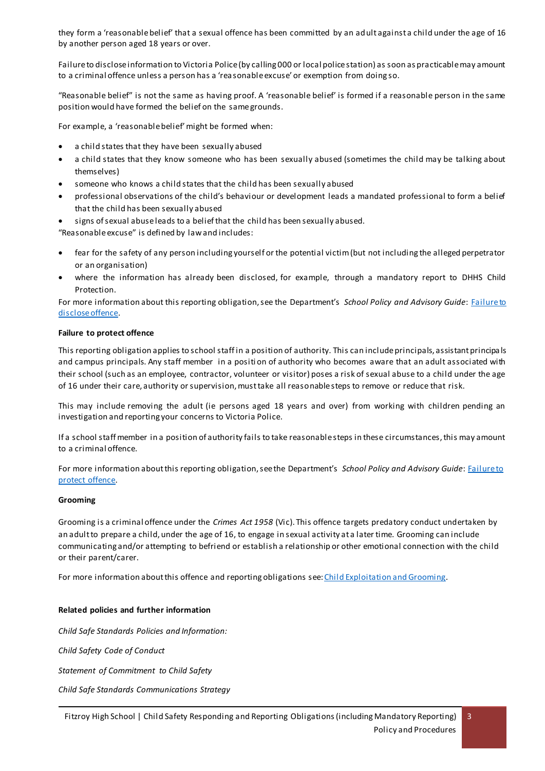they form a 'reasonable belief' that a sexual offence has been committed by an adult against a child under the age of 16 by another person aged 18 years or over.

Failure to disclose information to Victoria Police (by calling 000 or local police station) as soon as practicable may amount to a criminal offence unless a person has a 'reasonable excuse' or exemption from doing so.

"Reasonable belief" is not the same as having proof. A 'reasonable belief' is formed if a reasonable person in the same position would have formed the belief on the same grounds.

For example, a 'reasonable belief' might be formed when:

- a child states that they have been sexually abused
- a child states that they know someone who has been sexually abused (sometimes the child may be talking about themselves)
- someone who knows a child states that the child has been sexually abused
- professional observations of the child's behaviour or development leads a mandated professional to form a belief that the child has been sexually abused
- signs of sexual abuse leads to a belief that the child has been sexually abused.

"Reasonable excuse" is defined by law and includes:

- fear for the safety of any person including yourself or the potential victim (but not including the alleged perpetrator or an organisation)
- where the information has already been disclosed, for example, through a mandatory report to DHHS Child Protection.

For more information about this reporting obligation, see the Department's *School Policy and Advisory Guide*: [Failure to disclose offence](#).

**Failure to protect offence**

This reporting obligation applies to school staff in a position of authority. This can include principals, assistant principals and campus principals. Any staff member in a position of authority who becomes aware that an adult associated with their school (such as an employee, contractor, volunteer or visitor) poses a risk of sexual abuse to a child under the age of 16 under their care, authority or supervision, must take all reasonable steps to remove or reduce that risk.

This may include removing the adult (ie persons aged 18 years and over) from working with children pending an investigation and reporting your concerns to Victoria Police.

If a school staff member in a position of authority fails to take reasonable steps in these circumstances, this may amount to a criminal offence.

For more information about this reporting obligation, see the Department's *School Policy and Advisory Guide*: [Failure to protect offence](#).

**Grooming**

Grooming is a criminal offence under the *Crimes Act 1958* (Vic). This offence targets predatory conduct undertaken by an adult to prepare a child, under the age of 16, to engage in sexual activity at a later time. Grooming can include communicating and/or attempting to befriend or establish a relationship or other emotional connection with the child or their parent/carer.

For more information about this offence and reporting obligations see: [Child Exploitation and Grooming](#).

**Related policies and further information**

*Child Safe Standards Policies and Information:*

*Child Safety Code of Conduct*

*Statement of Commitment to Child Safety*

*Child Safe Standards Communications Strategy*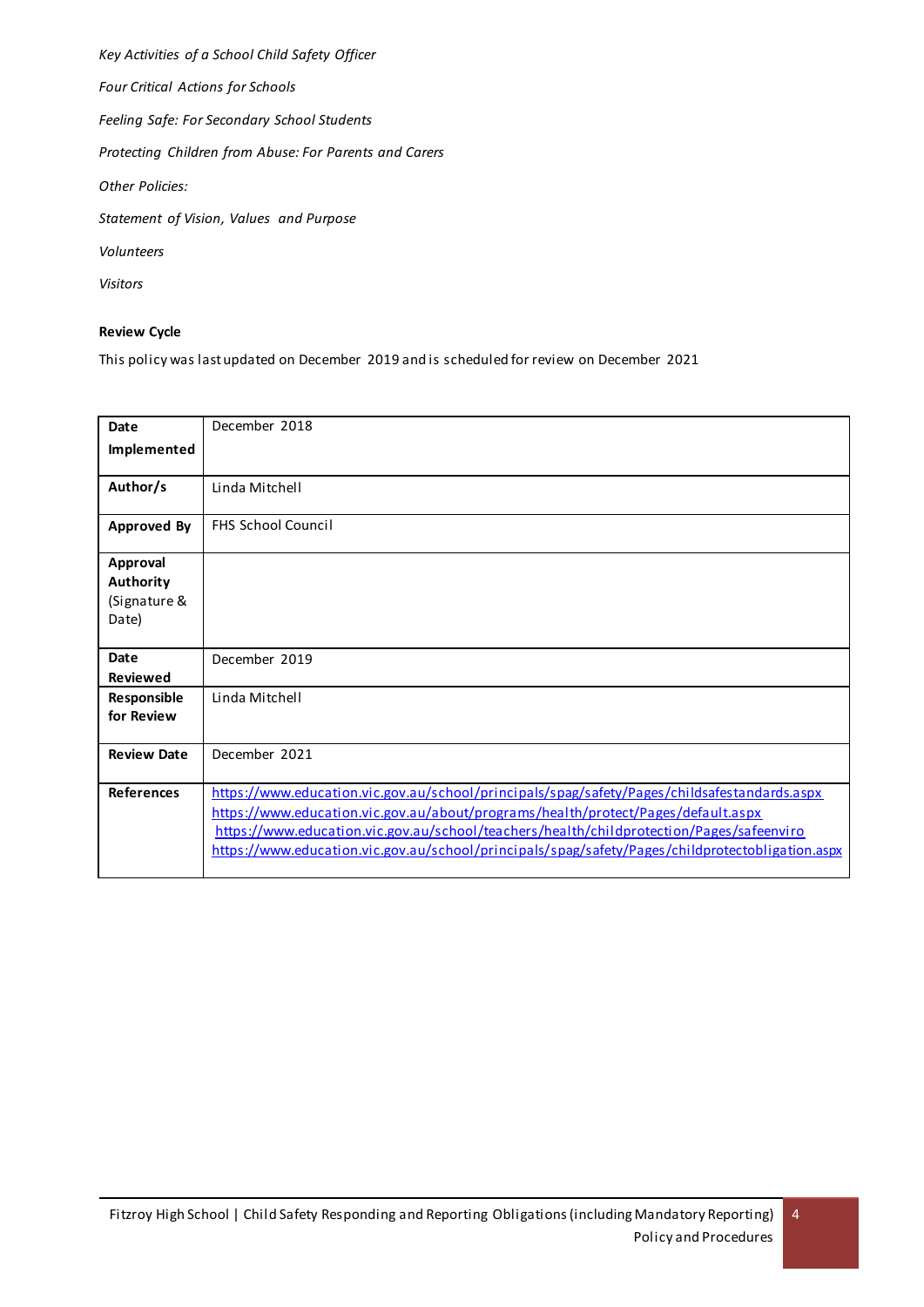*Key Activities of a School Child Safety Officer*

*Four Critical Actions for Schools*

*Feeling Safe: For Secondary School Students*

*Protecting Children from Abuse: For Parents and Carers*

*Other Policies:*

*Statement of Vision, Values and Purpose*

*Volunteers*

*Visitors*

**Review Cycle**

This policy was last updated on December 2019 and is scheduled for review on December 2021

| **Date Implemented** | December 2018 |
|---|---|
| **Author/s** | Linda Mitchell |
| **Approved By** | FHS School Council |
| **Approval Authority** (Signature & Date) | |
| **Date Reviewed** | December 2019 |
| **Responsible for Review** | Linda Mitchell |
| **Review Date** | December 2021 |
| **References** | https://www.education.vic.gov.au/school/principals/spag/safety/Pages/childsafestandards.aspx https://www.education.vic.gov.au/about/programs/health/protect/Pages/default.aspx https://www.education.vic.gov.au/school/teachers/health/childprotection/Pages/safeenviro https://www.education.vic.gov.au/school/principals/spag/safety/Pages/childprotectobligation.aspx |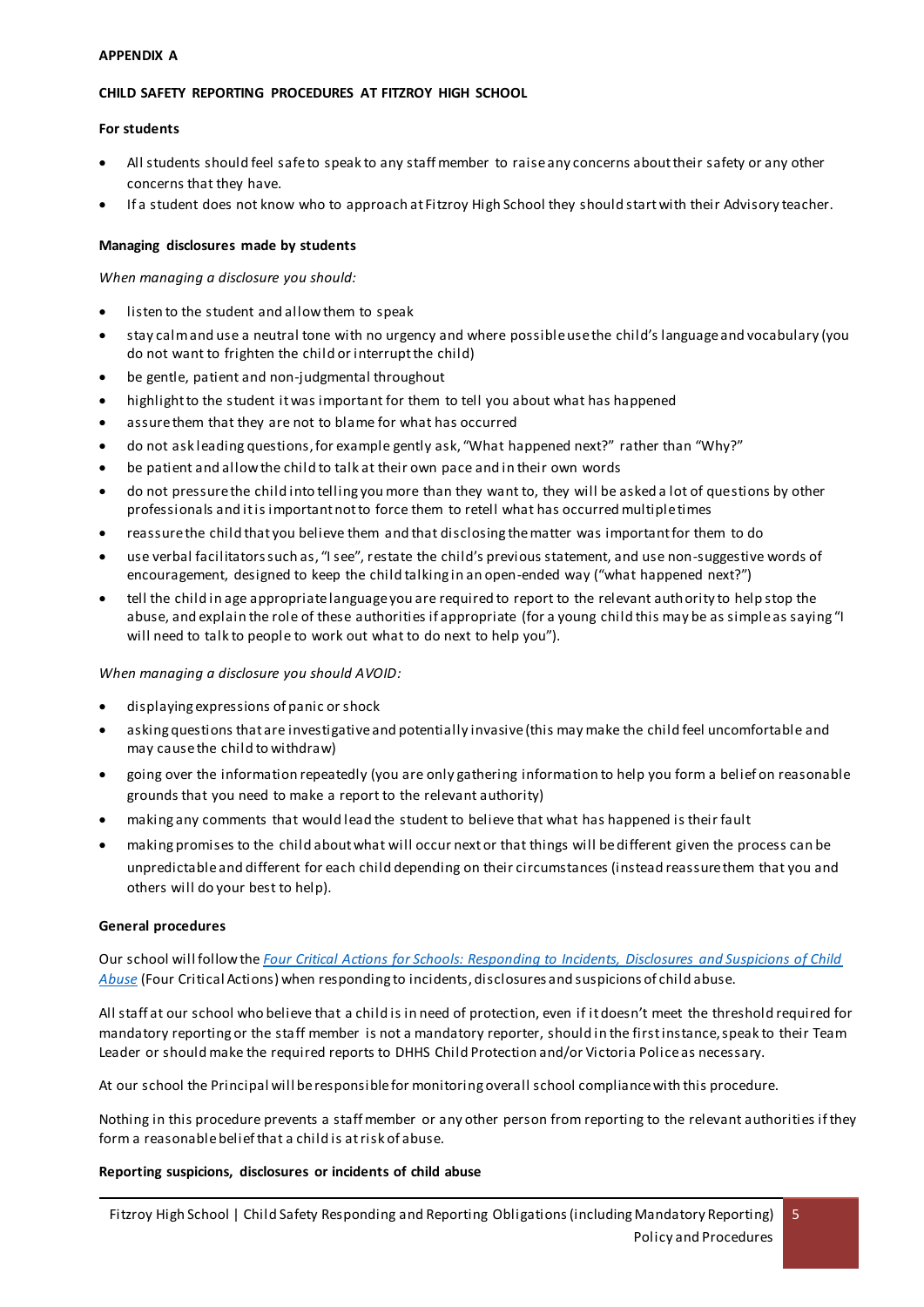**APPENDIX A**

**CHILD SAFETY REPORTING PROCEDURES AT FITZROY HIGH SCHOOL**

**For students**

- All students should feel safe to speak to any staff member to raise any concerns about their safety or any other concerns that they have.
- If a student does not know who to approach at Fitzroy High School they should start with their Advisory teacher.

**Managing disclosures made by students**

*When managing a disclosure you should:*

- listen to the student and allow them to speak
- stay calm and use a neutral tone with no urgency and where possible use the child's language and vocabulary (you do not want to frighten the child or interrupt the child)
- be gentle, patient and non-judgmental throughout
- highlight to the student it was important for them to tell you about what has happened
- assure them that they are not to blame for what has occurred
- do not ask leading questions, for example gently ask, "What happened next?" rather than "Why?"
- be patient and allow the child to talk at their own pace and in their own words
- do not pressure the child into telling you more than they want to, they will be asked a lot of questions by other professionals and it is important not to force them to retell what has occurred multiple times
- reassure the child that you believe them and that disclosing the matter was important for them to do
- use verbal facilitators such as, "I see", restate the child's previous statement, and use non-suggestive words of encouragement, designed to keep the child talking in an open-ended way ("what happened next?")
- tell the child in age appropriate language you are required to report to the relevant authority to help stop the abuse, and explain the role of these authorities if appropriate (for a young child this may be as simple as saying "I will need to talk to people to work out what to do next to help you").

*When managing a disclosure you should AVOID:*

- displaying expressions of panic or shock
- asking questions that are investigative and potentially invasive (this may make the child feel uncomfortable and may cause the child to withdraw)
- going over the information repeatedly (you are only gathering information to help you form a belief on reasonable grounds that you need to make a report to the relevant authority)
- making any comments that would lead the student to believe that what has happened is their fault
- making promises to the child about what will occur next or that things will be different given the process can be unpredictable and different for each child depending on their circumstances (instead reassure them that you and others will do your best to help).

**General procedures**

Our school will follow the *[Four Critical Actions for Schools: Responding to Incidents, Disclosures and Suspicions of Child Abuse](#)* (Four Critical Actions) when responding to incidents, disclosures and suspicions of child abuse.

All staff at our school who believe that a child is in need of protection, even if it doesn't meet the threshold required for mandatory reporting or the staff member is not a mandatory reporter, should in the first instance, speak to their Team Leader or should make the required reports to DHHS Child Protection and/or Victoria Police as necessary.

At our school the Principal will be responsible for monitoring overall school compliance with this procedure.

Nothing in this procedure prevents a staff member or any other person from reporting to the relevant authorities if they form a reasonable belief that a child is at risk of abuse.

**Reporting suspicions, disclosures or incidents of child abuse**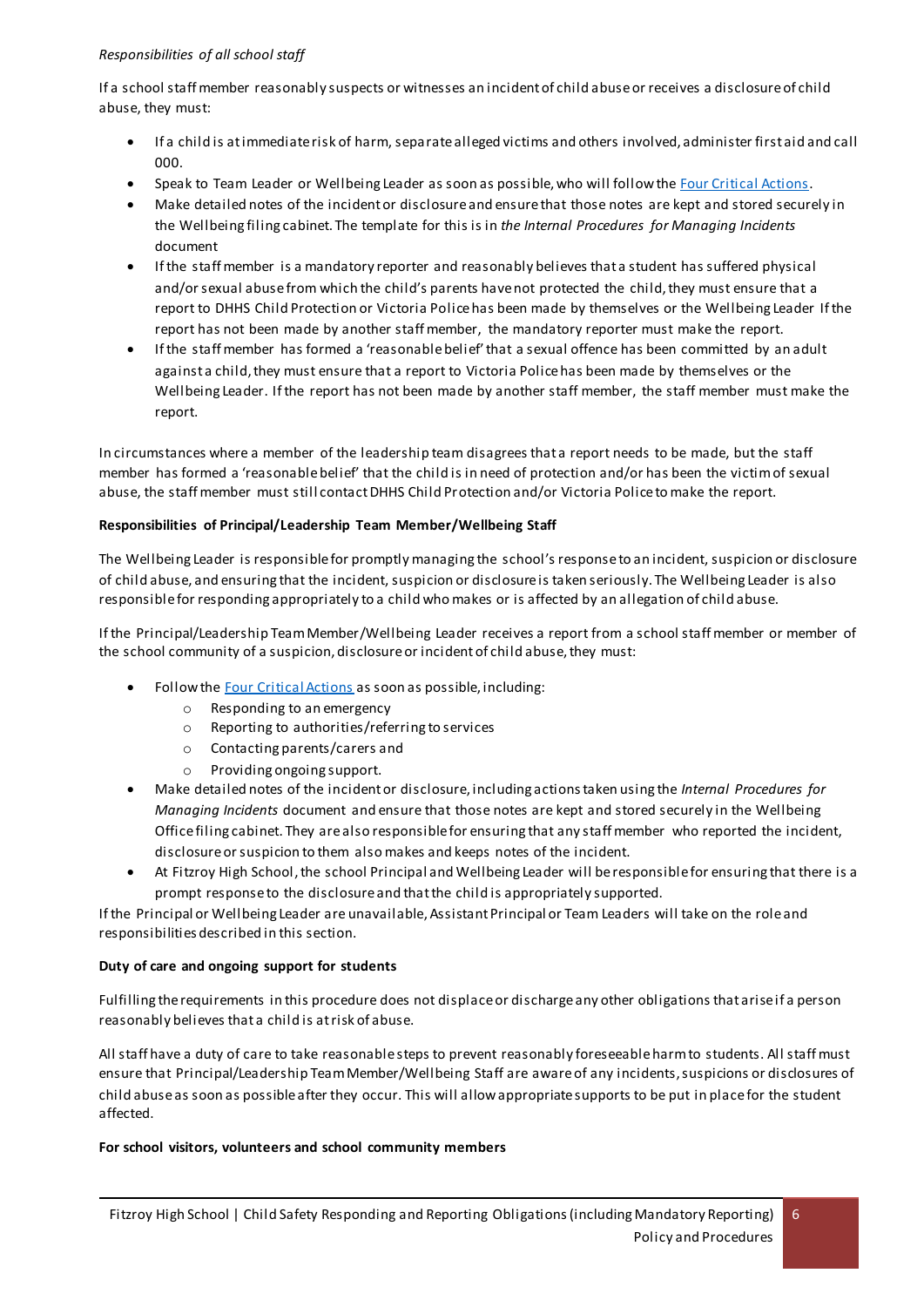*Responsibilities of all school staff*

If a school staff member reasonably suspects or witnesses an incident of child abuse or receives a disclosure of child abuse, they must:

- If a child is at immediate risk of harm, separate alleged victims and others involved, administer first aid and call 000.
- Speak to Team Leader or Wellbeing Leader as soon as possible, who will follow the [Four Critical Actions](#).
- Make detailed notes of the incident or disclosure and ensure that those notes are kept and stored securely in the Wellbeing filing cabinet. The template for this is in *the Internal Procedures for Managing Incidents* document
- If the staff member is a mandatory reporter and reasonably believes that a student has suffered physical and/or sexual abuse from which the child's parents have not protected the child, they must ensure that a report to DHHS Child Protection or Victoria Police has been made by themselves or the Wellbeing Leader If the report has not been made by another staff member, the mandatory reporter must make the report.
- If the staff member has formed a 'reasonable belief' that a sexual offence has been committed by an adult against a child, they must ensure that a report to Victoria Police has been made by themselves or the Wellbeing Leader. If the report has not been made by another staff member, the staff member must make the report.

In circumstances where a member of the leadership team disagrees that a report needs to be made, but the staff member has formed a 'reasonable belief' that the child is in need of protection and/or has been the victim of sexual abuse, the staff member must still contact DHHS Child Protection and/or Victoria Police to make the report.

**Responsibilities of Principal/Leadership Team Member/Wellbeing Staff**

The Wellbeing Leader is responsible for promptly managing the school's response to an incident, suspicion or disclosure of child abuse, and ensuring that the incident, suspicion or disclosure is taken seriously. The Wellbeing Leader is also responsible for responding appropriately to a child who makes or is affected by an allegation of child abuse.

If the Principal/Leadership Team Member/Wellbeing Leader receives a report from a school staff member or member of the school community of a suspicion, disclosure or incident of child abuse, they must:

- Follow the [Four Critical Actions](#) as soon as possible, including:
  - Responding to an emergency
  - Reporting to authorities/referring to services
  - Contacting parents/carers and
  - Providing ongoing support.
- Make detailed notes of the incident or disclosure, including actions taken using the *Internal Procedures for Managing Incidents* document and ensure that those notes are kept and stored securely in the Wellbeing Office filing cabinet. They are also responsible for ensuring that any staff member who reported the incident, disclosure or suspicion to them also makes and keeps notes of the incident.
- At Fitzroy High School, the school Principal and Wellbeing Leader will be responsible for ensuring that there is a prompt response to the disclosure and that the child is appropriately supported.

If the Principal or Wellbeing Leader are unavailable, Assistant Principal or Team Leaders will take on the role and responsibilities described in this section.

**Duty of care and ongoing support for students**

Fulfilling the requirements in this procedure does not displace or discharge any other obligations that arise if a person reasonably believes that a child is at risk of abuse.

All staff have a duty of care to take reasonable steps to prevent reasonably foreseeable harm to students. All staff must ensure that Principal/Leadership Team Member/Wellbeing Staff are aware of any incidents, suspicions or disclosures of child abuse as soon as possible after they occur. This will allow appropriate supports to be put in place for the student affected.

**For school visitors, volunteers and school community members**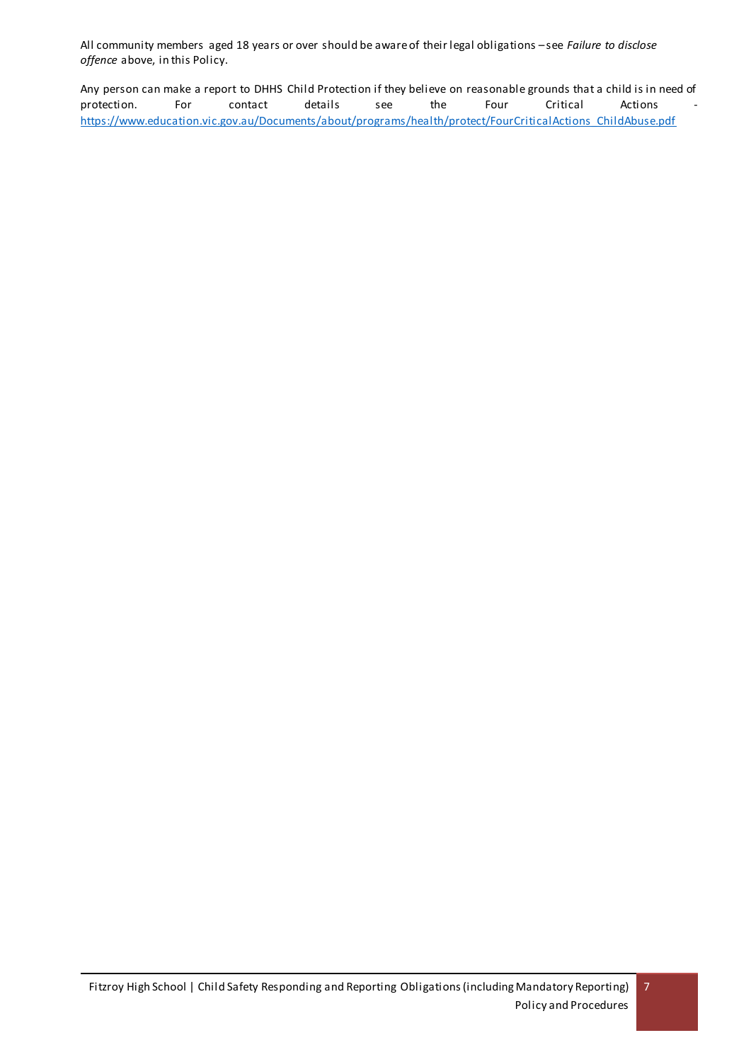All community members aged 18 years or over should be aware of their legal obligations – see *Failure to disclose offence* above, in this Policy.

Any person can make a report to DHHS Child Protection if they believe on reasonable grounds that a child is in need of protection. For contact details see the Four Critical Actions - https://www.education.vic.gov.au/Documents/about/programs/health/protect/FourCriticalActions_ChildAbuse.pdf